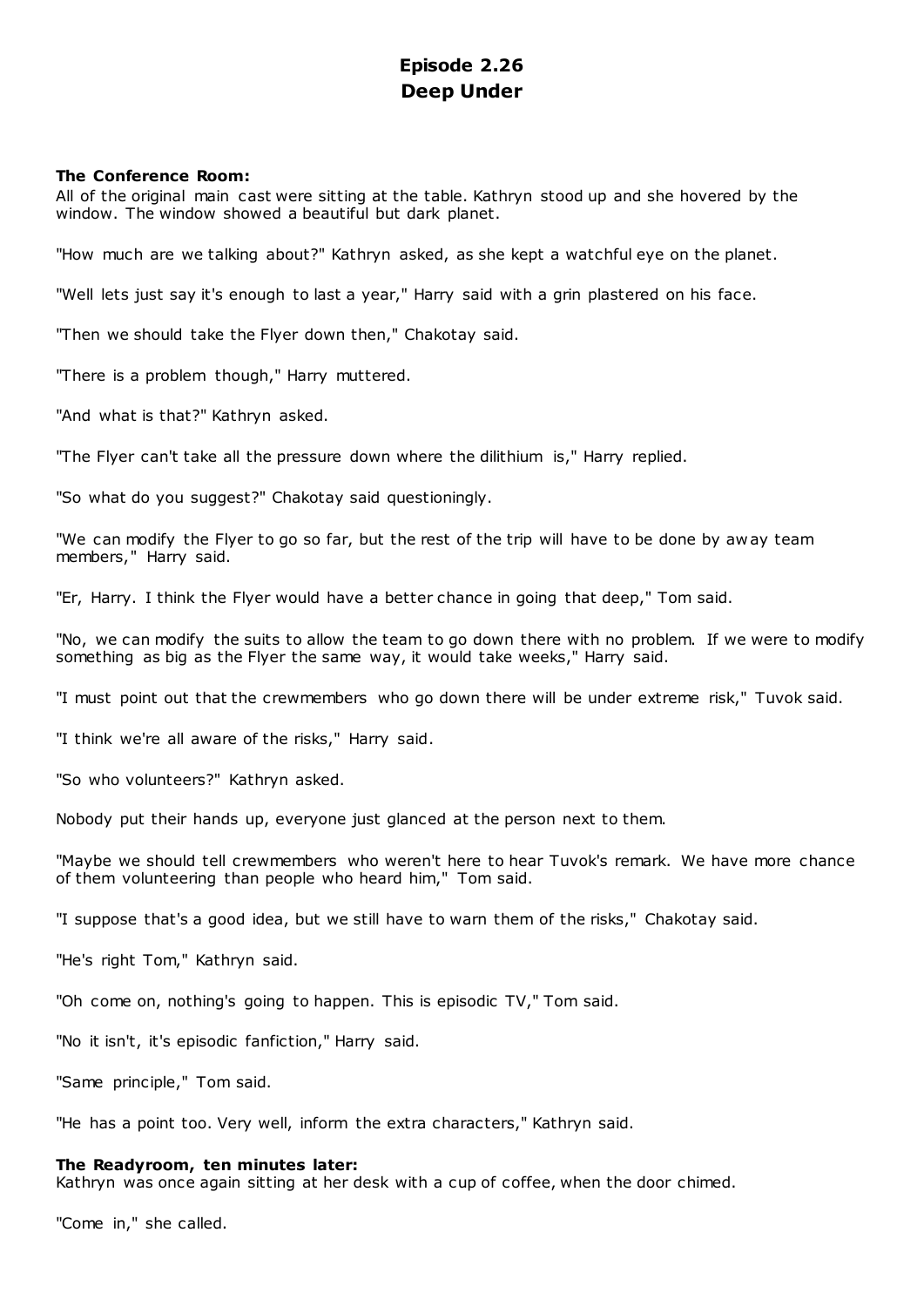# Episode 2.26
# Deep Under

**The Conference Room:**
All of the original main cast were sitting at the table. Kathryn stood up and she hovered by the window. The window showed a beautiful but dark planet.

"How much are we talking about?" Kathryn asked, as she kept a watchful eye on the planet.

"Well lets just say it's enough to last a year," Harry said with a grin plastered on his face.

"Then we should take the Flyer down then," Chakotay said.

"There is a problem though," Harry muttered.

"And what is that?" Kathryn asked.

"The Flyer can't take all the pressure down where the dilithium is," Harry replied.

"So what do you suggest?" Chakotay said questioningly.

"We can modify the Flyer to go so far, but the rest of the trip will have to be done by away team members," Harry said.

"Er, Harry. I think the Flyer would have a better chance in going that deep," Tom said.

"No, we can modify the suits to allow the team to go down there with no problem. If we were to modify something as big as the Flyer the same way, it would take weeks," Harry said.

"I must point out that the crewmembers who go down there will be under extreme risk," Tuvok said.

"I think we're all aware of the risks," Harry said.

"So who volunteers?" Kathryn asked.

Nobody put their hands up, everyone just glanced at the person next to them.

"Maybe we should tell crewmembers who weren't here to hear Tuvok's remark. We have more chance of them volunteering than people who heard him," Tom said.

"I suppose that's a good idea, but we still have to warn them of the risks," Chakotay said.

"He's right Tom," Kathryn said.

"Oh come on, nothing's going to happen. This is episodic TV," Tom said.

"No it isn't, it's episodic fanfiction," Harry said.

"Same principle," Tom said.

"He has a point too. Very well, inform the extra characters," Kathryn said.

**The Readyroom, ten minutes later:**
Kathryn was once again sitting at her desk with a cup of coffee, when the door chimed.

"Come in," she called.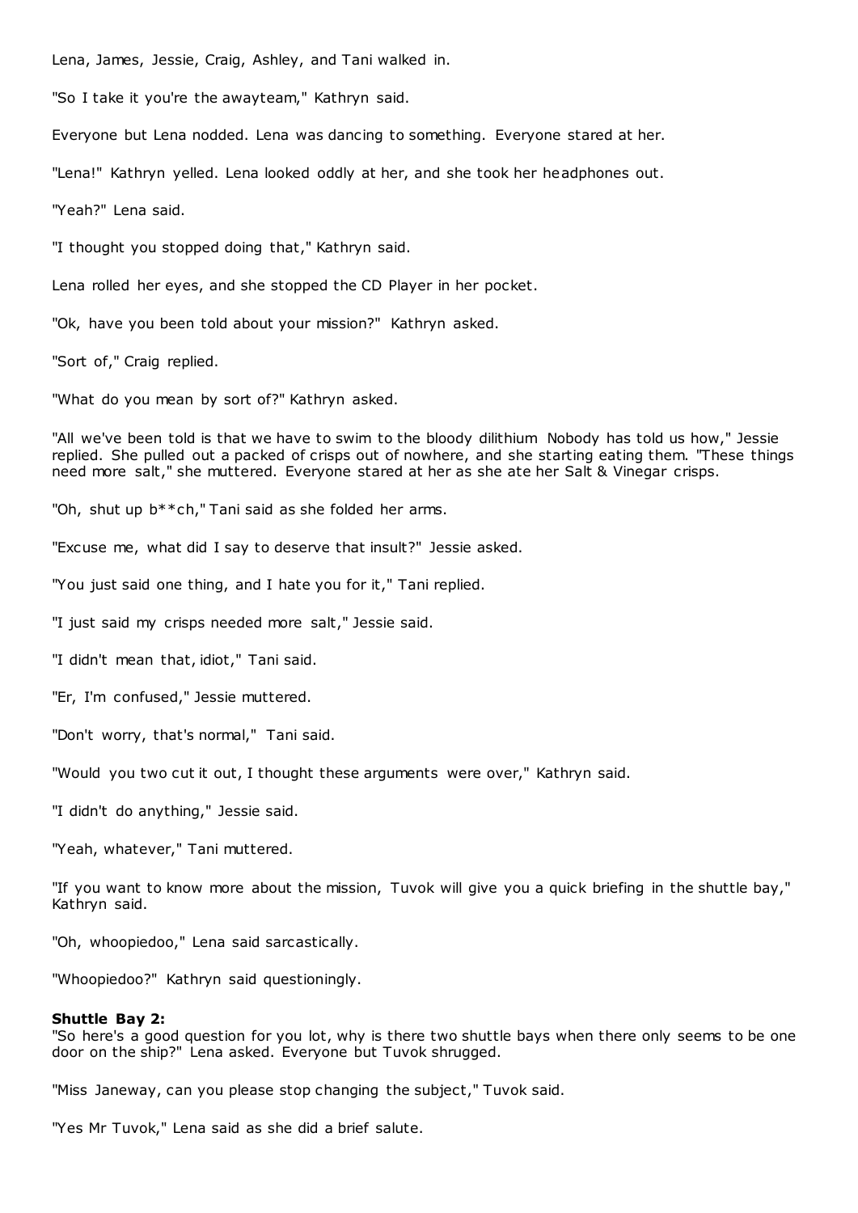Lena, James, Jessie, Craig, Ashley, and Tani walked in.

"So I take it you're the awayteam," Kathryn said.

Everyone but Lena nodded. Lena was dancing to something. Everyone stared at her.

"Lena!" Kathryn yelled. Lena looked oddly at her, and she took her headphones out.

"Yeah?" Lena said.

"I thought you stopped doing that," Kathryn said.

Lena rolled her eyes, and she stopped the CD Player in her pocket.

"Ok, have you been told about your mission?" Kathryn asked.

"Sort of," Craig replied.

"What do you mean by sort of?" Kathryn asked.

"All we've been told is that we have to swim to the bloody dilithium Nobody has told us how," Jessie replied. She pulled out a packed of crisps out of nowhere, and she starting eating them. "These things need more salt," she muttered. Everyone stared at her as she ate her Salt & Vinegar crisps.

"Oh, shut up b**ch," Tani said as she folded her arms.

"Excuse me, what did I say to deserve that insult?" Jessie asked.

"You just said one thing, and I hate you for it," Tani replied.

"I just said my crisps needed more salt," Jessie said.

"I didn't mean that, idiot," Tani said.

"Er, I'm confused," Jessie muttered.

"Don't worry, that's normal," Tani said.

"Would you two cut it out, I thought these arguments were over," Kathryn said.

"I didn't do anything," Jessie said.

"Yeah, whatever," Tani muttered.

"If you want to know more about the mission, Tuvok will give you a quick briefing in the shuttle bay," Kathryn said.

"Oh, whoopiedoo," Lena said sarcastically.

"Whoopiedoo?" Kathryn said questioningly.

**Shuttle Bay 2:**
"So here's a good question for you lot, why is there two shuttle bays when there only seems to be one door on the ship?" Lena asked. Everyone but Tuvok shrugged.

"Miss Janeway, can you please stop changing the subject," Tuvok said.

"Yes Mr Tuvok," Lena said as she did a brief salute.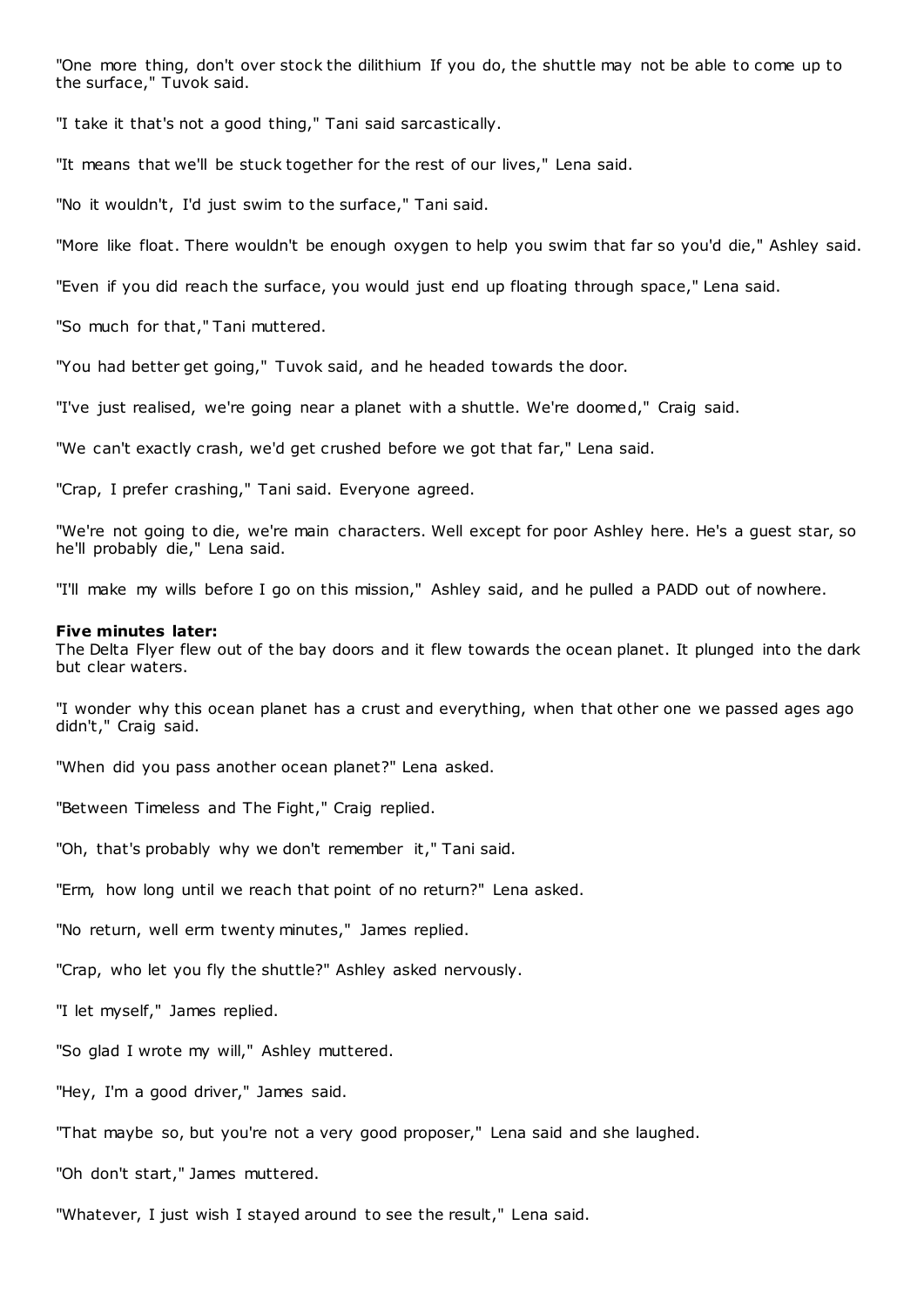"One more thing, don't over stock the dilithium If you do, the shuttle may not be able to come up to the surface," Tuvok said.

"I take it that's not a good thing," Tani said sarcastically.

"It means that we'll be stuck together for the rest of our lives," Lena said.

"No it wouldn't, I'd just swim to the surface," Tani said.

"More like float. There wouldn't be enough oxygen to help you swim that far so you'd die," Ashley said.

"Even if you did reach the surface, you would just end up floating through space," Lena said.

"So much for that," Tani muttered.

"You had better get going," Tuvok said, and he headed towards the door.

"I've just realised, we're going near a planet with a shuttle. We're doomed," Craig said.

"We can't exactly crash, we'd get crushed before we got that far," Lena said.

"Crap, I prefer crashing," Tani said. Everyone agreed.

"We're not going to die, we're main characters. Well except for poor Ashley here. He's a guest star, so he'll probably die," Lena said.

"I'll make my wills before I go on this mission," Ashley said, and he pulled a PADD out of nowhere.

**Five minutes later:**
The Delta Flyer flew out of the bay doors and it flew towards the ocean planet. It plunged into the dark but clear waters.

"I wonder why this ocean planet has a crust and everything, when that other one we passed ages ago didn't," Craig said.

"When did you pass another ocean planet?" Lena asked.

"Between Timeless and The Fight," Craig replied.

"Oh, that's probably why we don't remember it," Tani said.

"Erm, how long until we reach that point of no return?" Lena asked.

"No return, well erm twenty minutes," James replied.

"Crap, who let you fly the shuttle?" Ashley asked nervously.

"I let myself," James replied.

"So glad I wrote my will," Ashley muttered.

"Hey, I'm a good driver," James said.

"That maybe so, but you're not a very good proposer," Lena said and she laughed.

"Oh don't start," James muttered.

"Whatever, I just wish I stayed around to see the result," Lena said.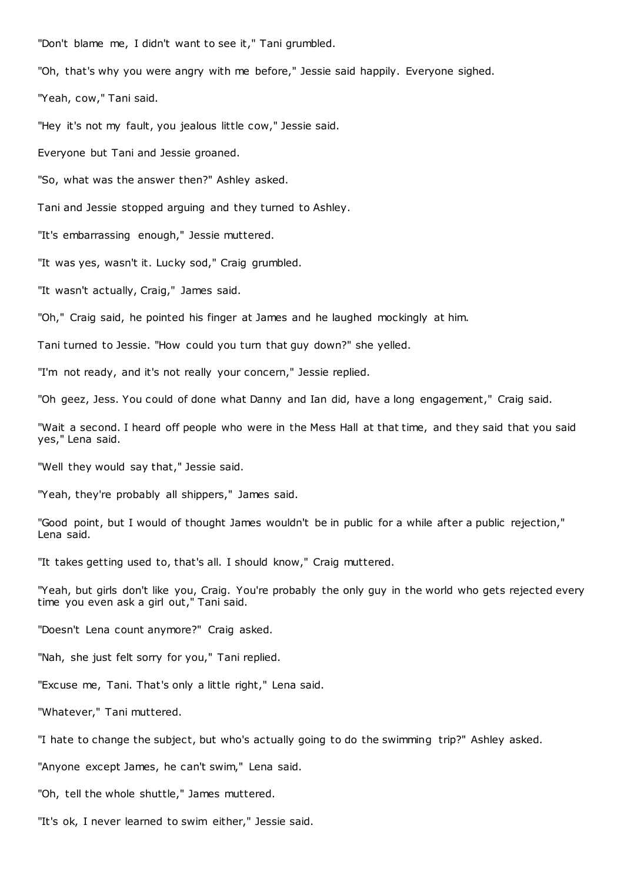"Don't blame me, I didn't want to see it," Tani grumbled.

"Oh, that's why you were angry with me before," Jessie said happily. Everyone sighed.

"Yeah, cow," Tani said.

"Hey it's not my fault, you jealous little cow," Jessie said.

Everyone but Tani and Jessie groaned.

"So, what was the answer then?" Ashley asked.

Tani and Jessie stopped arguing and they turned to Ashley.

"It's embarrassing enough," Jessie muttered.

"It was yes, wasn't it. Lucky sod," Craig grumbled.

"It wasn't actually, Craig," James said.

"Oh," Craig said, he pointed his finger at James and he laughed mockingly at him.

Tani turned to Jessie. "How could you turn that guy down?" she yelled.

"I'm not ready, and it's not really your concern," Jessie replied.

"Oh geez, Jess. You could of done what Danny and Ian did, have a long engagement," Craig said.

"Wait a second. I heard off people who were in the Mess Hall at that time, and they said that you said yes," Lena said.

"Well they would say that," Jessie said.

"Yeah, they're probably all shippers," James said.

"Good point, but I would of thought James wouldn't be in public for a while after a public rejection," Lena said.

"It takes getting used to, that's all. I should know," Craig muttered.

"Yeah, but girls don't like you, Craig. You're probably the only guy in the world who gets rejected every time you even ask a girl out," Tani said.

"Doesn't Lena count anymore?" Craig asked.

"Nah, she just felt sorry for you," Tani replied.

"Excuse me, Tani. That's only a little right," Lena said.

"Whatever," Tani muttered.

"I hate to change the subject, but who's actually going to do the swimming trip?" Ashley asked.

"Anyone except James, he can't swim," Lena said.

"Oh, tell the whole shuttle," James muttered.

"It's ok, I never learned to swim either," Jessie said.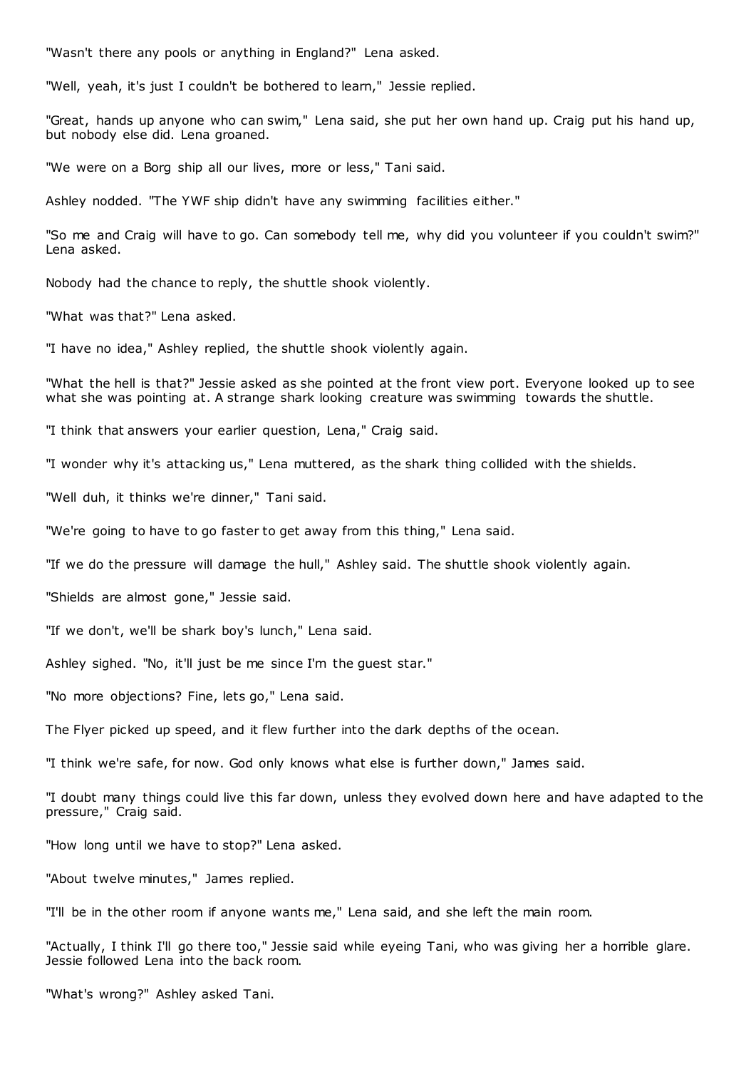"Wasn't there any pools or anything in England?" Lena asked.

"Well, yeah, it's just I couldn't be bothered to learn," Jessie replied.

"Great, hands up anyone who can swim," Lena said, she put her own hand up. Craig put his hand up, but nobody else did. Lena groaned.

"We were on a Borg ship all our lives, more or less," Tani said.

Ashley nodded. "The YWF ship didn't have any swimming facilities either."

"So me and Craig will have to go. Can somebody tell me, why did you volunteer if you couldn't swim?" Lena asked.

Nobody had the chance to reply, the shuttle shook violently.

"What was that?" Lena asked.

"I have no idea," Ashley replied, the shuttle shook violently again.

"What the hell is that?" Jessie asked as she pointed at the front view port. Everyone looked up to see what she was pointing at. A strange shark looking creature was swimming towards the shuttle.

"I think that answers your earlier question, Lena," Craig said.

"I wonder why it's attacking us," Lena muttered, as the shark thing collided with the shields.

"Well duh, it thinks we're dinner," Tani said.

"We're going to have to go faster to get away from this thing," Lena said.

"If we do the pressure will damage the hull," Ashley said. The shuttle shook violently again.

"Shields are almost gone," Jessie said.

"If we don't, we'll be shark boy's lunch," Lena said.

Ashley sighed. "No, it'll just be me since I'm the guest star."

"No more objections? Fine, lets go," Lena said.

The Flyer picked up speed, and it flew further into the dark depths of the ocean.

"I think we're safe, for now. God only knows what else is further down," James said.

"I doubt many things could live this far down, unless they evolved down here and have adapted to the pressure," Craig said.

"How long until we have to stop?" Lena asked.

"About twelve minutes," James replied.

"I'll be in the other room if anyone wants me," Lena said, and she left the main room.

"Actually, I think I'll go there too," Jessie said while eyeing Tani, who was giving her a horrible glare. Jessie followed Lena into the back room.

"What's wrong?" Ashley asked Tani.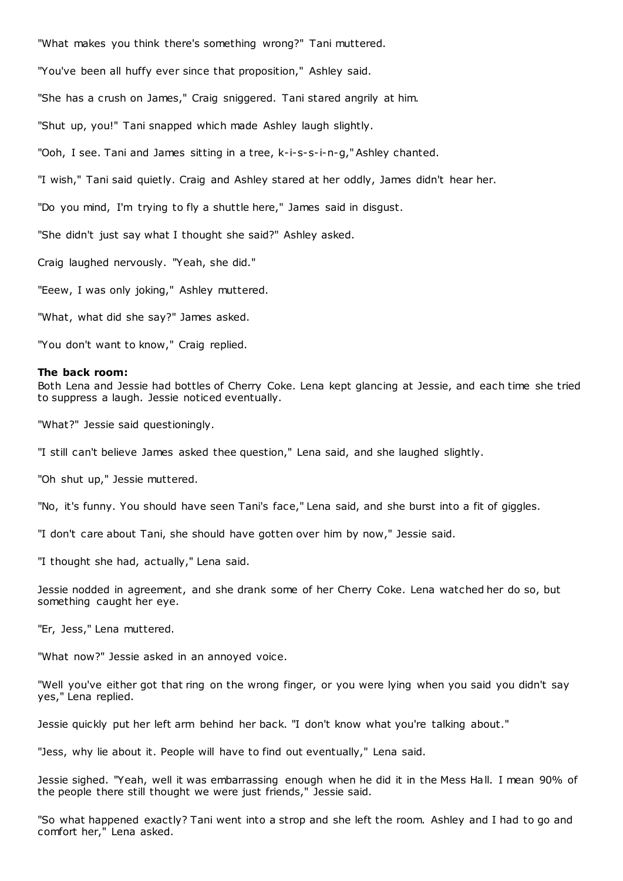"What makes you think there's something wrong?" Tani muttered.

"You've been all huffy ever since that proposition," Ashley said.

"She has a crush on James," Craig sniggered. Tani stared angrily at him.

"Shut up, you!" Tani snapped which made Ashley laugh slightly.

"Ooh, I see. Tani and James sitting in a tree, k-i-s-s-i-n-g," Ashley chanted.

"I wish," Tani said quietly. Craig and Ashley stared at her oddly, James didn't hear her.

"Do you mind, I'm trying to fly a shuttle here," James said in disgust.

"She didn't just say what I thought she said?" Ashley asked.

Craig laughed nervously. "Yeah, she did."

"Eeew, I was only joking," Ashley muttered.

"What, what did she say?" James asked.

"You don't want to know," Craig replied.

**The back room:**
Both Lena and Jessie had bottles of Cherry Coke. Lena kept glancing at Jessie, and each time she tried to suppress a laugh. Jessie noticed eventually.

"What?" Jessie said questioningly.

"I still can't believe James asked thee question," Lena said, and she laughed slightly.

"Oh shut up," Jessie muttered.

"No, it's funny. You should have seen Tani's face," Lena said, and she burst into a fit of giggles.

"I don't care about Tani, she should have gotten over him by now," Jessie said.

"I thought she had, actually," Lena said.

Jessie nodded in agreement, and she drank some of her Cherry Coke. Lena watched her do so, but something caught her eye.

"Er, Jess," Lena muttered.

"What now?" Jessie asked in an annoyed voice.

"Well you've either got that ring on the wrong finger, or you were lying when you said you didn't say yes," Lena replied.

Jessie quickly put her left arm behind her back. "I don't know what you're talking about."

"Jess, why lie about it. People will have to find out eventually," Lena said.

Jessie sighed. "Yeah, well it was embarrassing enough when he did it in the Mess Hall. I mean 90% of the people there still thought we were just friends," Jessie said.

"So what happened exactly? Tani went into a strop and she left the room. Ashley and I had to go and comfort her," Lena asked.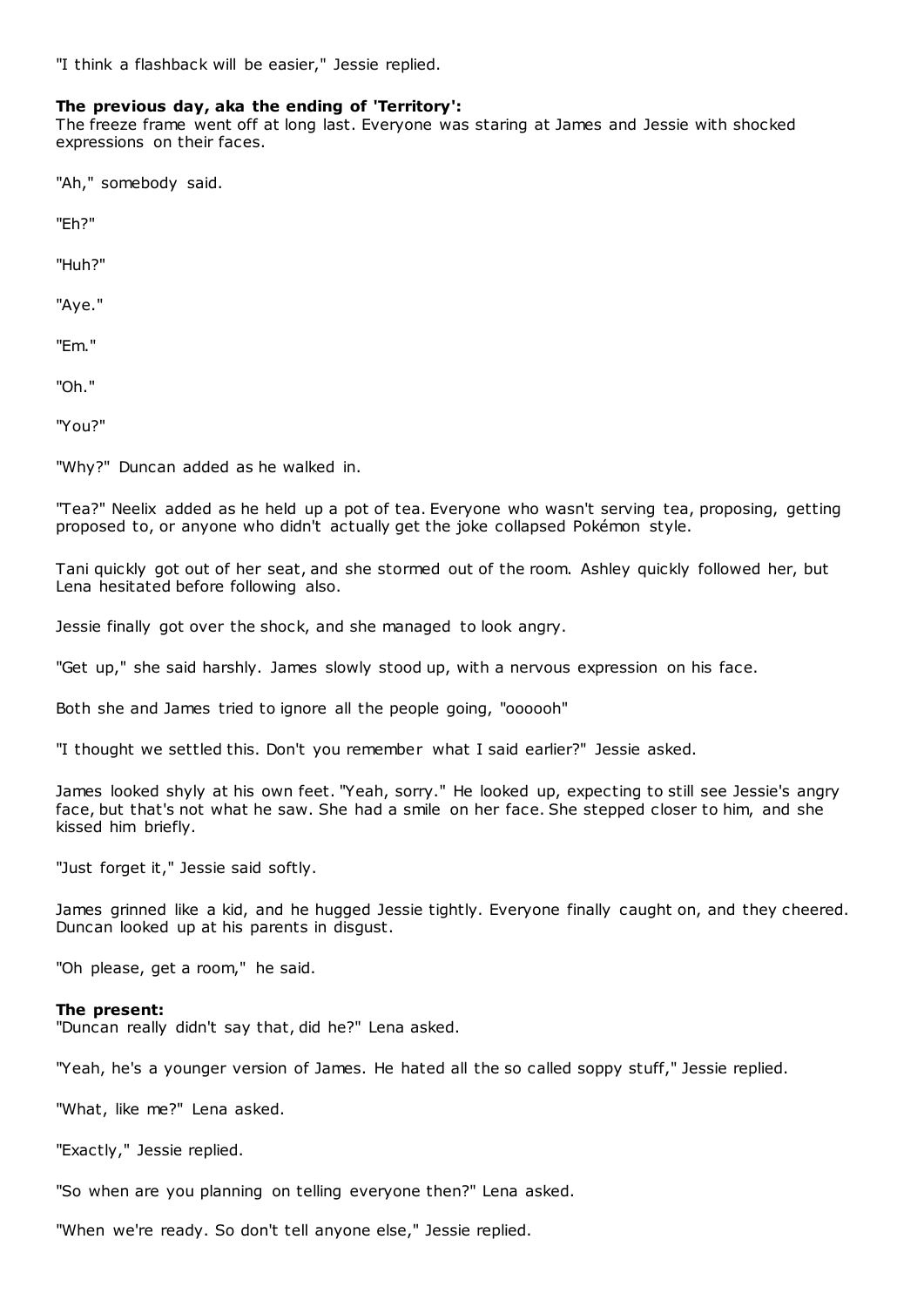"I think a flashback will be easier," Jessie replied.

**The previous day, aka the ending of 'Territory':**
The freeze frame went off at long last. Everyone was staring at James and Jessie with shocked expressions on their faces.

"Ah," somebody said.

"Eh?"

"Huh?"

"Aye."

"Em."

"Oh."

"You?"

"Why?" Duncan added as he walked in.

"Tea?" Neelix added as he held up a pot of tea. Everyone who wasn't serving tea, proposing, getting proposed to, or anyone who didn't actually get the joke collapsed Pokémon style.

Tani quickly got out of her seat, and she stormed out of the room. Ashley quickly followed her, but Lena hesitated before following also.

Jessie finally got over the shock, and she managed to look angry.

"Get up," she said harshly. James slowly stood up, with a nervous expression on his face.

Both she and James tried to ignore all the people going, "oooooh"

"I thought we settled this. Don't you remember what I said earlier?" Jessie asked.

James looked shyly at his own feet. "Yeah, sorry." He looked up, expecting to still see Jessie's angry face, but that's not what he saw. She had a smile on her face. She stepped closer to him, and she kissed him briefly.

"Just forget it," Jessie said softly.

James grinned like a kid, and he hugged Jessie tightly. Everyone finally caught on, and they cheered. Duncan looked up at his parents in disgust.

"Oh please, get a room," he said.

**The present:**
"Duncan really didn't say that, did he?" Lena asked.

"Yeah, he's a younger version of James. He hated all the so called soppy stuff," Jessie replied.

"What, like me?" Lena asked.

"Exactly," Jessie replied.

"So when are you planning on telling everyone then?" Lena asked.

"When we're ready. So don't tell anyone else," Jessie replied.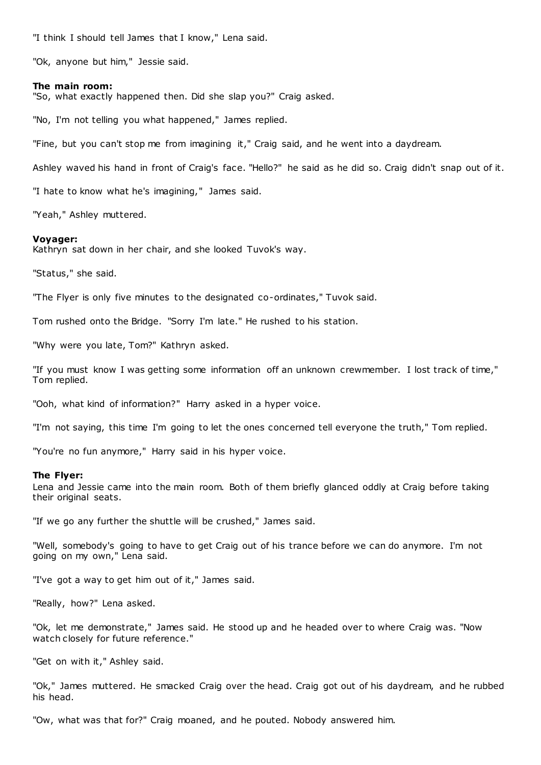"I think I should tell James that I know," Lena said.

"Ok, anyone but him," Jessie said.

**The main room:**
"So, what exactly happened then. Did she slap you?" Craig asked.

"No, I'm not telling you what happened," James replied.

"Fine, but you can't stop me from imagining it," Craig said, and he went into a daydream.

Ashley waved his hand in front of Craig's face. "Hello?" he said as he did so. Craig didn't snap out of it.

"I hate to know what he's imagining," James said.

"Yeah," Ashley muttered.

**Voyager:**
Kathryn sat down in her chair, and she looked Tuvok's way.

"Status," she said.

"The Flyer is only five minutes to the designated co-ordinates," Tuvok said.

Tom rushed onto the Bridge. "Sorry I'm late." He rushed to his station.

"Why were you late, Tom?" Kathryn asked.

"If you must know I was getting some information off an unknown crewmember. I lost track of time," Tom replied.

"Ooh, what kind of information?" Harry asked in a hyper voice.

"I'm not saying, this time I'm going to let the ones concerned tell everyone the truth," Tom replied.

"You're no fun anymore," Harry said in his hyper voice.

**The Flyer:**
Lena and Jessie came into the main room. Both of them briefly glanced oddly at Craig before taking their original seats.

"If we go any further the shuttle will be crushed," James said.

"Well, somebody's going to have to get Craig out of his trance before we can do anymore. I'm not going on my own," Lena said.

"I've got a way to get him out of it," James said.

"Really, how?" Lena asked.

"Ok, let me demonstrate," James said. He stood up and he headed over to where Craig was. "Now watch closely for future reference."

"Get on with it," Ashley said.

"Ok," James muttered. He smacked Craig over the head. Craig got out of his daydream, and he rubbed his head.

"Ow, what was that for?" Craig moaned, and he pouted. Nobody answered him.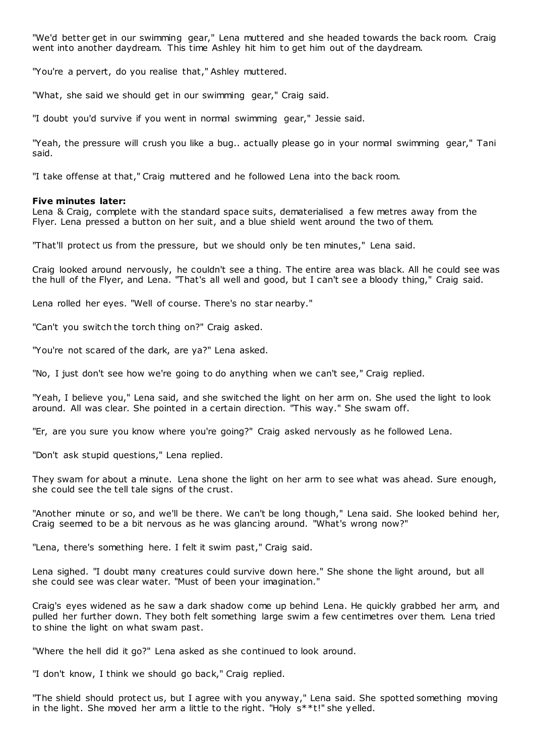"We'd better get in our swimming gear," Lena muttered and she headed towards the back room. Craig went into another daydream. This time Ashley hit him to get him out of the daydream.

"You're a pervert, do you realise that," Ashley muttered.

"What, she said we should get in our swimming gear," Craig said.

"I doubt you'd survive if you went in normal swimming gear," Jessie said.

"Yeah, the pressure will crush you like a bug.. actually please go in your normal swimming gear," Tani said.

"I take offense at that," Craig muttered and he followed Lena into the back room.

**Five minutes later:**
Lena & Craig, complete with the standard space suits, dematerialised a few metres away from the Flyer. Lena pressed a button on her suit, and a blue shield went around the two of them.

"That'll protect us from the pressure, but we should only be ten minutes," Lena said.

Craig looked around nervously, he couldn't see a thing. The entire area was black. All he could see was the hull of the Flyer, and Lena. "That's all well and good, but I can't see a bloody thing," Craig said.

Lena rolled her eyes. "Well of course. There's no star nearby."

"Can't you switch the torch thing on?" Craig asked.

"You're not scared of the dark, are ya?" Lena asked.

"No, I just don't see how we're going to do anything when we can't see," Craig replied.

"Yeah, I believe you," Lena said, and she switched the light on her arm on. She used the light to look around. All was clear. She pointed in a certain direction. "This way." She swam off.

"Er, are you sure you know where you're going?" Craig asked nervously as he followed Lena.

"Don't ask stupid questions," Lena replied.

They swam for about a minute. Lena shone the light on her arm to see what was ahead. Sure enough, she could see the tell tale signs of the crust.

"Another minute or so, and we'll be there. We can't be long though," Lena said. She looked behind her, Craig seemed to be a bit nervous as he was glancing around. "What's wrong now?"

"Lena, there's something here. I felt it swim past," Craig said.

Lena sighed. "I doubt many creatures could survive down here." She shone the light around, but all she could see was clear water. "Must of been your imagination."

Craig's eyes widened as he saw a dark shadow come up behind Lena. He quickly grabbed her arm, and pulled her further down. They both felt something large swim a few centimetres over them. Lena tried to shine the light on what swam past.

"Where the hell did it go?" Lena asked as she continued to look around.

"I don't know, I think we should go back," Craig replied.

"The shield should protect us, but I agree with you anyway," Lena said. She spotted something moving in the light. She moved her arm a little to the right. "Holy s**t!" she yelled.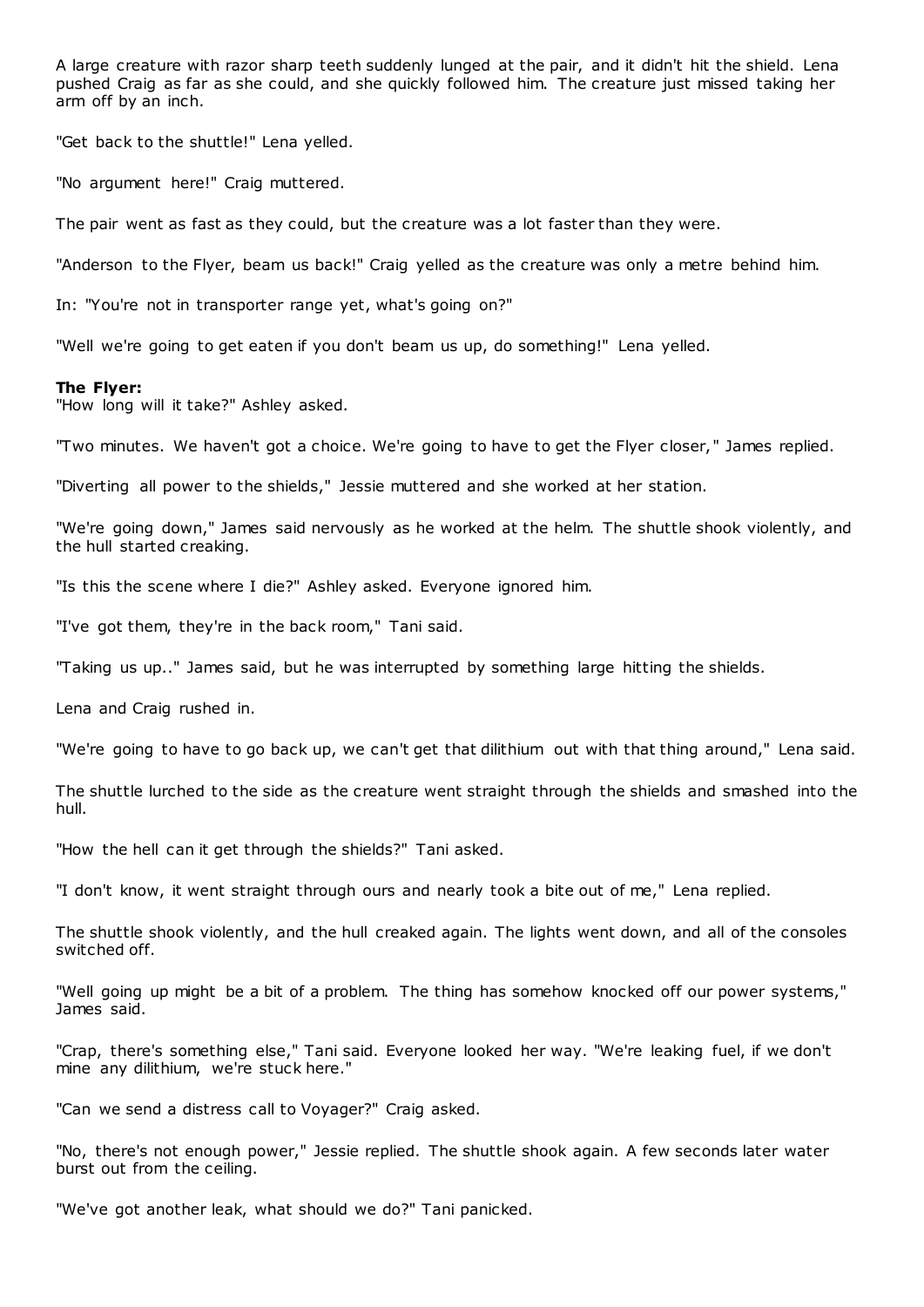A large creature with razor sharp teeth suddenly lunged at the pair, and it didn't hit the shield. Lena pushed Craig as far as she could, and she quickly followed him. The creature just missed taking her arm off by an inch.

"Get back to the shuttle!" Lena yelled.

"No argument here!" Craig muttered.

The pair went as fast as they could, but the creature was a lot faster than they were.

"Anderson to the Flyer, beam us back!" Craig yelled as the creature was only a metre behind him.

In: "You're not in transporter range yet, what's going on?"

"Well we're going to get eaten if you don't beam us up, do something!" Lena yelled.

**The Flyer:**
"How long will it take?" Ashley asked.

"Two minutes. We haven't got a choice. We're going to have to get the Flyer closer," James replied.

"Diverting all power to the shields," Jessie muttered and she worked at her station.

"We're going down," James said nervously as he worked at the helm. The shuttle shook violently, and the hull started creaking.

"Is this the scene where I die?" Ashley asked. Everyone ignored him.

"I've got them, they're in the back room," Tani said.

"Taking us up.." James said, but he was interrupted by something large hitting the shields.

Lena and Craig rushed in.

"We're going to have to go back up, we can't get that dilithium out with that thing around," Lena said.

The shuttle lurched to the side as the creature went straight through the shields and smashed into the hull.

"How the hell can it get through the shields?" Tani asked.

"I don't know, it went straight through ours and nearly took a bite out of me," Lena replied.

The shuttle shook violently, and the hull creaked again. The lights went down, and all of the consoles switched off.

"Well going up might be a bit of a problem. The thing has somehow knocked off our power systems," James said.

"Crap, there's something else," Tani said. Everyone looked her way. "We're leaking fuel, if we don't mine any dilithium, we're stuck here."

"Can we send a distress call to Voyager?" Craig asked.

"No, there's not enough power," Jessie replied. The shuttle shook again. A few seconds later water burst out from the ceiling.

"We've got another leak, what should we do?" Tani panicked.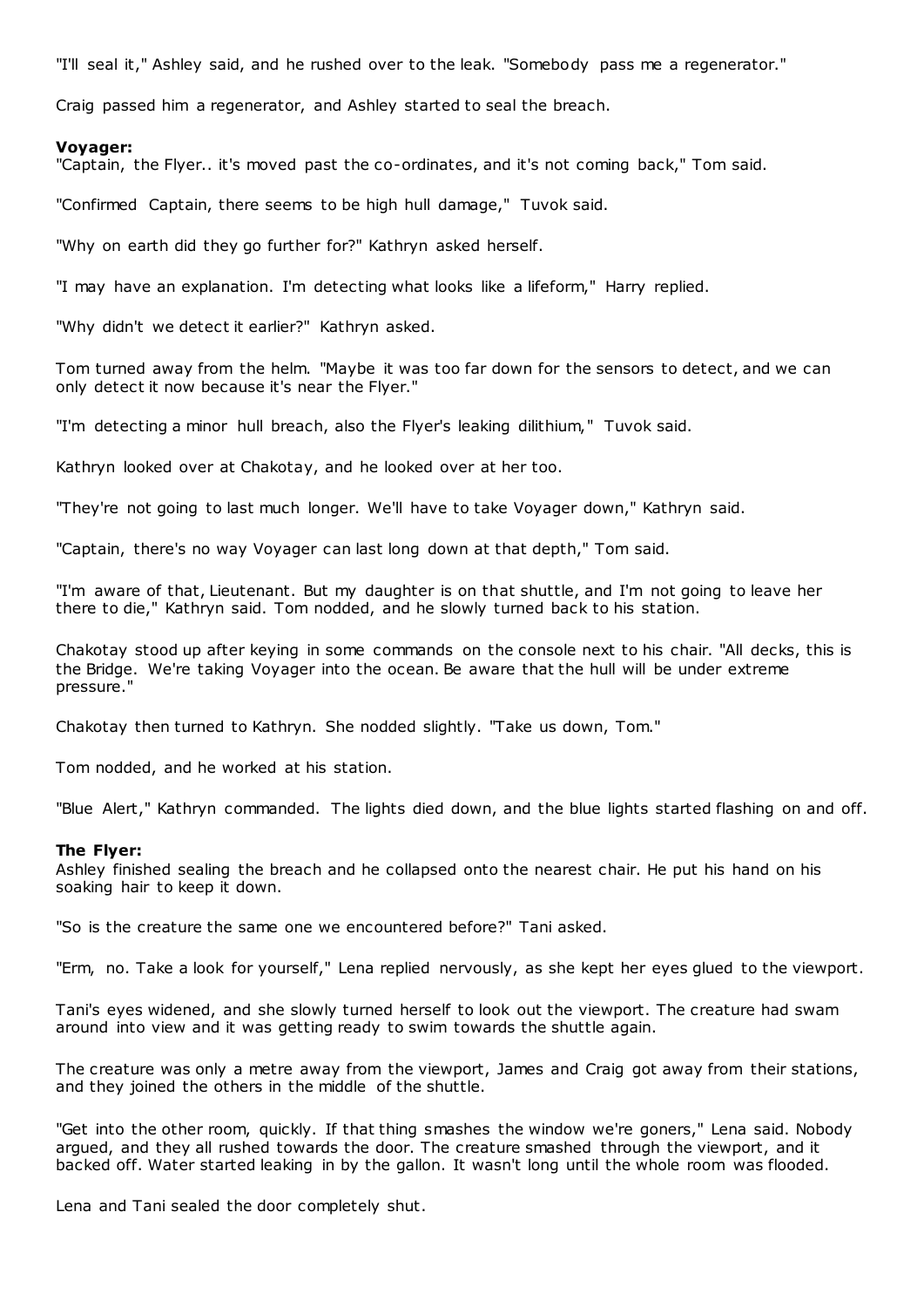"I'll seal it," Ashley said, and he rushed over to the leak. "Somebody pass me a regenerator."

Craig passed him a regenerator, and Ashley started to seal the breach.

**Voyager:**
"Captain, the Flyer.. it's moved past the co-ordinates, and it's not coming back," Tom said.

"Confirmed Captain, there seems to be high hull damage," Tuvok said.

"Why on earth did they go further for?" Kathryn asked herself.

"I may have an explanation. I'm detecting what looks like a lifeform," Harry replied.

"Why didn't we detect it earlier?" Kathryn asked.

Tom turned away from the helm. "Maybe it was too far down for the sensors to detect, and we can only detect it now because it's near the Flyer."

"I'm detecting a minor hull breach, also the Flyer's leaking dilithium," Tuvok said.

Kathryn looked over at Chakotay, and he looked over at her too.

"They're not going to last much longer. We'll have to take Voyager down," Kathryn said.

"Captain, there's no way Voyager can last long down at that depth," Tom said.

"I'm aware of that, Lieutenant. But my daughter is on that shuttle, and I'm not going to leave her there to die," Kathryn said. Tom nodded, and he slowly turned back to his station.

Chakotay stood up after keying in some commands on the console next to his chair. "All decks, this is the Bridge. We're taking Voyager into the ocean. Be aware that the hull will be under extreme pressure."

Chakotay then turned to Kathryn. She nodded slightly. "Take us down, Tom."

Tom nodded, and he worked at his station.

"Blue Alert," Kathryn commanded. The lights died down, and the blue lights started flashing on and off.

**The Flyer:**
Ashley finished sealing the breach and he collapsed onto the nearest chair. He put his hand on his soaking hair to keep it down.

"So is the creature the same one we encountered before?" Tani asked.

"Erm, no. Take a look for yourself," Lena replied nervously, as she kept her eyes glued to the viewport.

Tani's eyes widened, and she slowly turned herself to look out the viewport. The creature had swam around into view and it was getting ready to swim towards the shuttle again.

The creature was only a metre away from the viewport, James and Craig got away from their stations, and they joined the others in the middle of the shuttle.

"Get into the other room, quickly. If that thing smashes the window we're goners," Lena said. Nobody argued, and they all rushed towards the door. The creature smashed through the viewport, and it backed off. Water started leaking in by the gallon. It wasn't long until the whole room was flooded.

Lena and Tani sealed the door completely shut.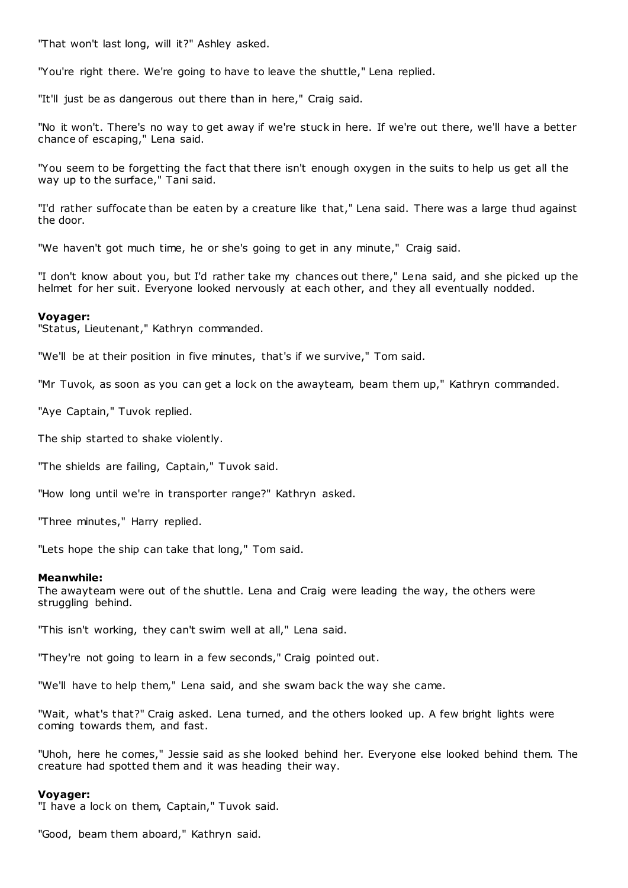"That won't last long, will it?" Ashley asked.

"You're right there. We're going to have to leave the shuttle," Lena replied.

"It'll just be as dangerous out there than in here," Craig said.

"No it won't. There's no way to get away if we're stuck in here. If we're out there, we'll have a better chance of escaping," Lena said.

"You seem to be forgetting the fact that there isn't enough oxygen in the suits to help us get all the way up to the surface," Tani said.

"I'd rather suffocate than be eaten by a creature like that," Lena said. There was a large thud against the door.

"We haven't got much time, he or she's going to get in any minute," Craig said.

"I don't know about you, but I'd rather take my chances out there," Lena said, and she picked up the helmet for her suit. Everyone looked nervously at each other, and they all eventually nodded.

**Voyager:**
"Status, Lieutenant," Kathryn commanded.

"We'll be at their position in five minutes, that's if we survive," Tom said.

"Mr Tuvok, as soon as you can get a lock on the awayteam, beam them up," Kathryn commanded.

"Aye Captain," Tuvok replied.

The ship started to shake violently.

"The shields are failing, Captain," Tuvok said.

"How long until we're in transporter range?" Kathryn asked.

"Three minutes," Harry replied.

"Lets hope the ship can take that long," Tom said.

**Meanwhile:**
The awayteam were out of the shuttle. Lena and Craig were leading the way, the others were struggling behind.

"This isn't working, they can't swim well at all," Lena said.

"They're not going to learn in a few seconds," Craig pointed out.

"We'll have to help them," Lena said, and she swam back the way she came.

"Wait, what's that?" Craig asked. Lena turned, and the others looked up. A few bright lights were coming towards them, and fast.

"Uhoh, here he comes," Jessie said as she looked behind her. Everyone else looked behind them. The creature had spotted them and it was heading their way.

**Voyager:**
"I have a lock on them, Captain," Tuvok said.

"Good, beam them aboard," Kathryn said.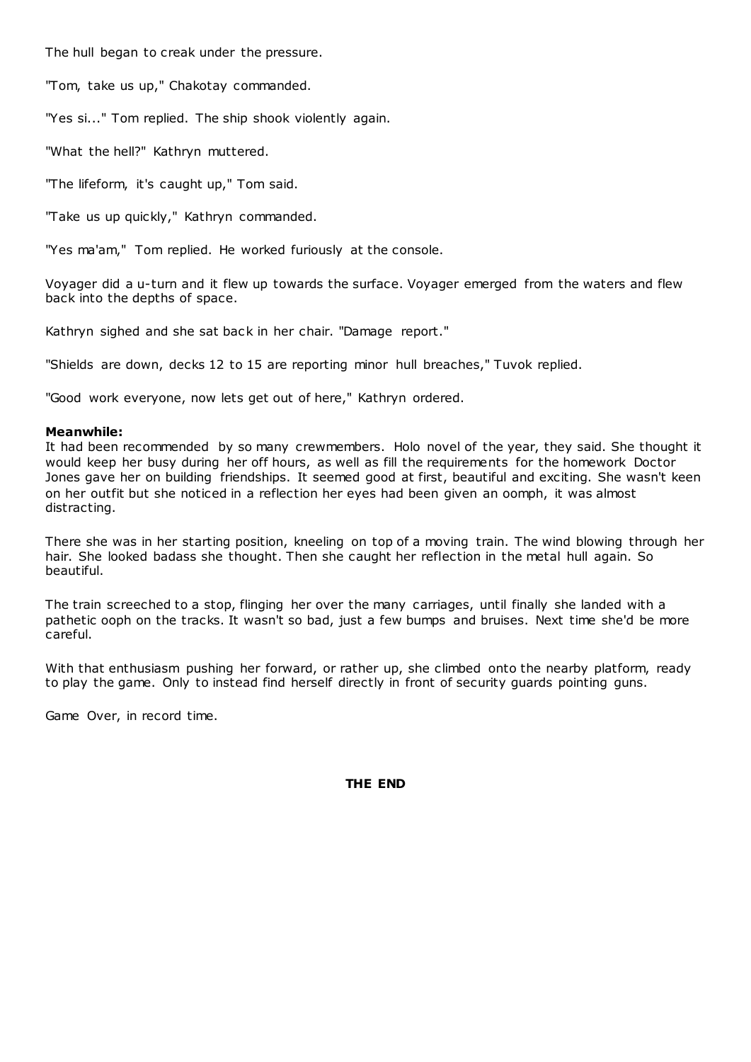The hull began to creak under the pressure.

"Tom, take us up," Chakotay commanded.

"Yes si..." Tom replied. The ship shook violently again.

"What the hell?" Kathryn muttered.

"The lifeform, it's caught up," Tom said.

"Take us up quickly," Kathryn commanded.

"Yes ma'am," Tom replied. He worked furiously at the console.

Voyager did a u-turn and it flew up towards the surface. Voyager emerged from the waters and flew back into the depths of space.

Kathryn sighed and she sat back in her chair. "Damage report."

"Shields are down, decks 12 to 15 are reporting minor hull breaches," Tuvok replied.

"Good work everyone, now lets get out of here," Kathryn ordered.

**Meanwhile:**
It had been recommended by so many crewmembers. Holo novel of the year, they said. She thought it would keep her busy during her off hours, as well as fill the requirements for the homework Doctor Jones gave her on building friendships. It seemed good at first, beautiful and exciting. She wasn't keen on her outfit but she noticed in a reflection her eyes had been given an oomph, it was almost distracting.

There she was in her starting position, kneeling on top of a moving train. The wind blowing through her hair. She looked badass she thought. Then she caught her reflection in the metal hull again. So beautiful.

The train screeched to a stop, flinging her over the many carriages, until finally she landed with a pathetic ooph on the tracks. It wasn't so bad, just a few bumps and bruises. Next time she'd be more careful.

With that enthusiasm pushing her forward, or rather up, she climbed onto the nearby platform, ready to play the game. Only to instead find herself directly in front of security guards pointing guns.

Game Over, in record time.

**THE END**